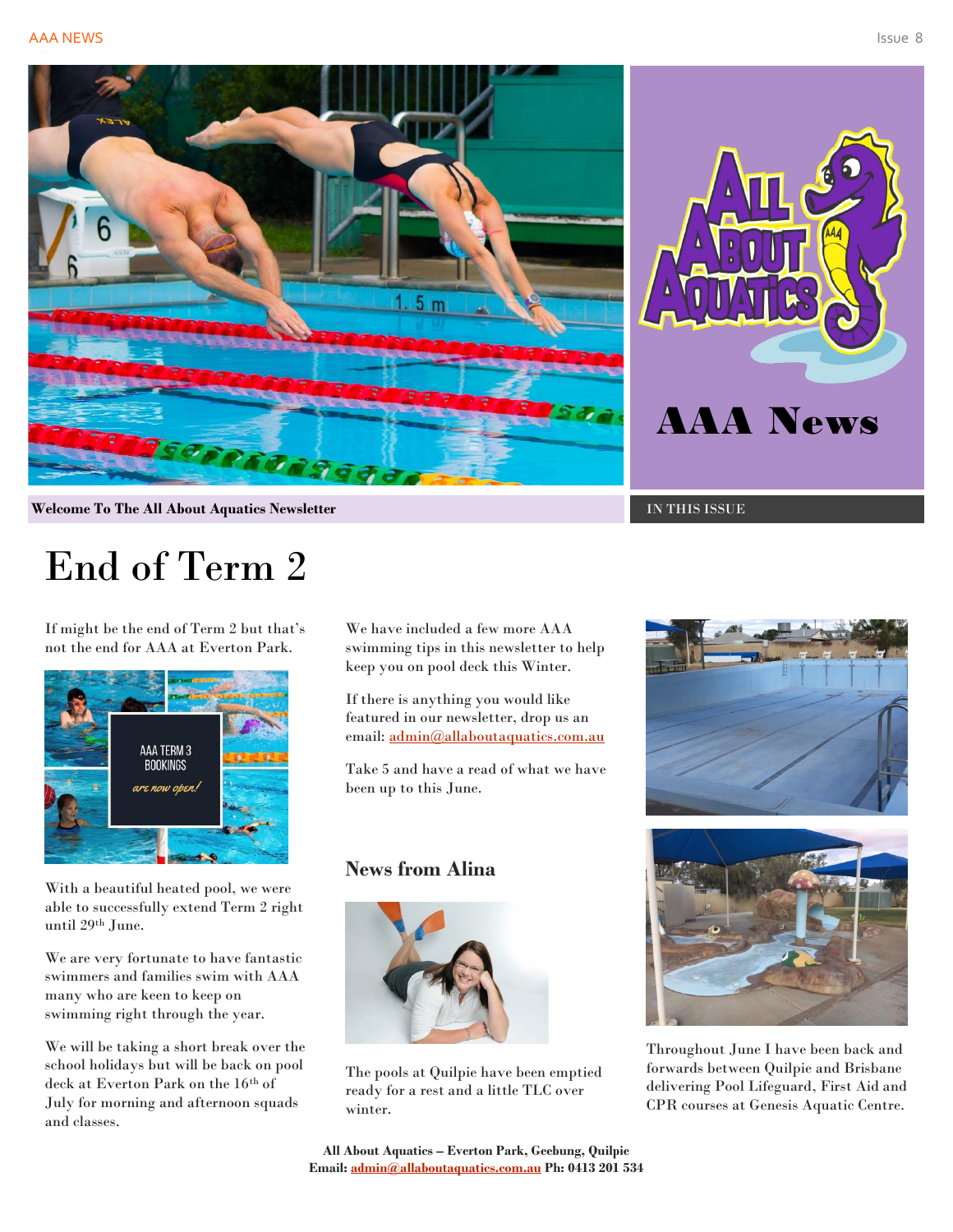# AAA News

**Welcome To The All About Aquatics Newsletter**

IN THIS ISSUE

# End of Term 2

If might be the end of Term 2 but that's not the end for AAA at Everton Park.

With a beautiful heated pool, we were able to successfully extend Term 2 right until 29th June.

We are very fortunate to have fantastic swimmers and families swim with AAA many who are keen to keep on swimming right through the year.

We will be taking a short break over the school holidays but will be back on pool deck at Everton Park on the 16th of July for morning and afternoon squads and classes.

We have included a few more AAA swimming tips in this newsletter to help keep you on pool deck this Winter.

If there is anything you would like featured in our newsletter, drop us an email: admin@allaboutaquatics.com.au

Take 5 and have a read of what we have been up to this June.

### News from Alina

The pools at Quilpie have been emptied ready for a rest and a little TLC over winter.

Throughout June I have been back and forwards between Quilpie and Brisbane delivering Pool Lifeguard, First Aid and CPR courses at Genesis Aquatic Centre.

**All About Aquatics – Everton Park, Geebung, Quilpie**
**Email: admin@allaboutaquatics.com.au Ph: 0413 201 534**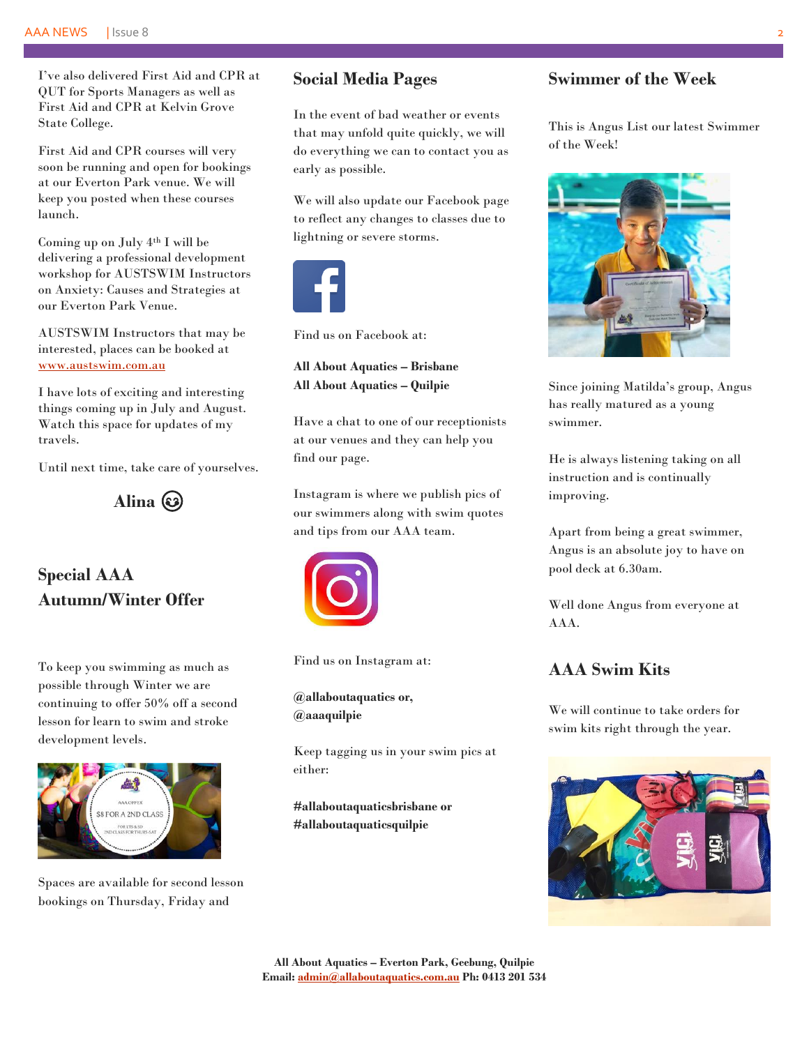I've also delivered First Aid and CPR at QUT for Sports Managers as well as First Aid and CPR at Kelvin Grove State College.

First Aid and CPR courses will very soon be running and open for bookings at our Everton Park venue. We will keep you posted when these courses launch.

Coming up on July 4th I will be delivering a professional development workshop for AUSTSWIM Instructors on Anxiety: Causes and Strategies at our Everton Park Venue.

AUSTSWIM Instructors that may be interested, places can be booked at www.austswim.com.au

I have lots of exciting and interesting things coming up in July and August. Watch this space for updates of my travels.

Until next time, take care of yourselves.

**Alina** 😉

## Special AAA Autumn/Winter Offer

To keep you swimming as much as possible through Winter we are continuing to offer 50% off a second lesson for learn to swim and stroke development levels.

Spaces are available for second lesson bookings on Thursday, Friday and

## Social Media Pages

In the event of bad weather or events that may unfold quite quickly, we will do everything we can to contact you as early as possible.

We will also update our Facebook page to reflect any changes to classes due to lightning or severe storms.

Find us on Facebook at:

**All About Aquatics – Brisbane**
**All About Aquatics – Quilpie**

Have a chat to one of our receptionists at our venues and they can help you find our page.

Instagram is where we publish pics of our swimmers along with swim quotes and tips from our AAA team.

Find us on Instagram at:

**@allaboutaquatics or,**
**@aaaquilpie**

Keep tagging us in your swim pics at either:

**#allaboutaquaticsbrisbane or**
**#allaboutaquaticsquilpie**

## Swimmer of the Week

This is Angus List our latest Swimmer of the Week!

Since joining Matilda's group, Angus has really matured as a young swimmer.

He is always listening taking on all instruction and is continually improving.

Apart from being a great swimmer, Angus is an absolute joy to have on pool deck at 6.30am.

Well done Angus from everyone at AAA.

## AAA Swim Kits

We will continue to take orders for swim kits right through the year.

**All About Aquatics – Everton Park, Geebung, Quilpie**
**Email: admin@allaboutaquatics.com.au Ph: 0413 201 534**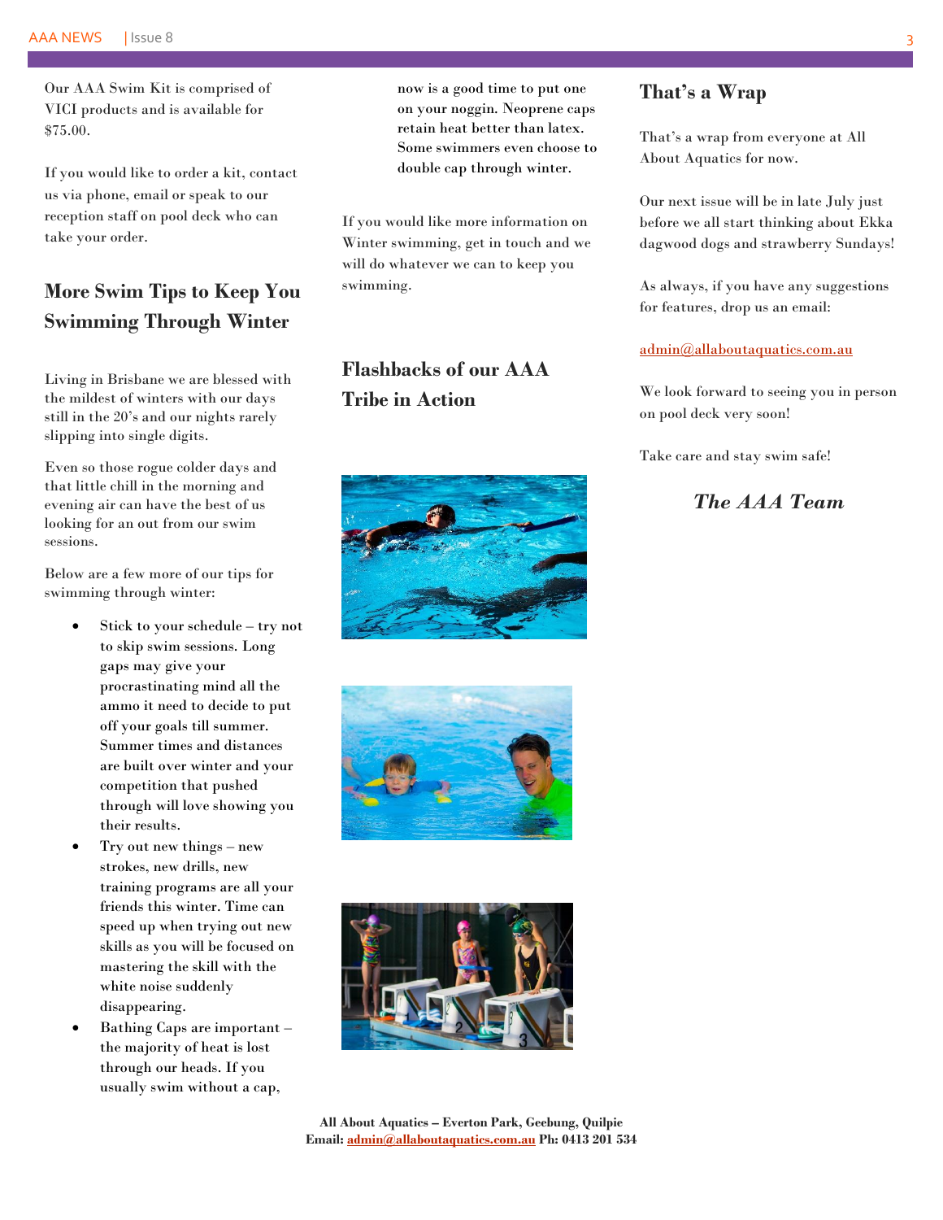Our AAA Swim Kit is comprised of VICI products and is available for $75.00.

If you would like to order a kit, contact us via phone, email or speak to our reception staff on pool deck who can take your order.

## More Swim Tips to Keep You Swimming Through Winter

Living in Brisbane we are blessed with the mildest of winters with our days still in the 20's and our nights rarely slipping into single digits.

Even so those rogue colder days and that little chill in the morning and evening air can have the best of us looking for an out from our swim sessions.

Below are a few more of our tips for swimming through winter:

- Stick to your schedule – try not to skip swim sessions. Long gaps may give your procrastinating mind all the ammo it need to decide to put off your goals till summer. Summer times and distances are built over winter and your competition that pushed through will love showing you their results.
- Try out new things – new strokes, new drills, new training programs are all your friends this winter. Time can speed up when trying out new skills as you will be focused on mastering the skill with the white noise suddenly disappearing.
- Bathing Caps are important – the majority of heat is lost through our heads. If you usually swim without a cap, now is a good time to put one on your noggin. Neoprene caps retain heat better than latex. Some swimmers even choose to double cap through winter.

If you would like more information on Winter swimming, get in touch and we will do whatever we can to keep you swimming.

## Flashbacks of our AAA Tribe in Action

## That's a Wrap

That's a wrap from everyone at All About Aquatics for now.

Our next issue will be in late July just before we all start thinking about Ekka dagwood dogs and strawberry Sundays!

As always, if you have any suggestions for features, drop us an email:

admin@allaboutaquatics.com.au

We look forward to seeing you in person on pool deck very soon!

Take care and stay swim safe!

***The AAA Team***

**All About Aquatics – Everton Park, Geebung, Quilpie**
**Email: admin@allaboutaquatics.com.au Ph: 0413 201 534**